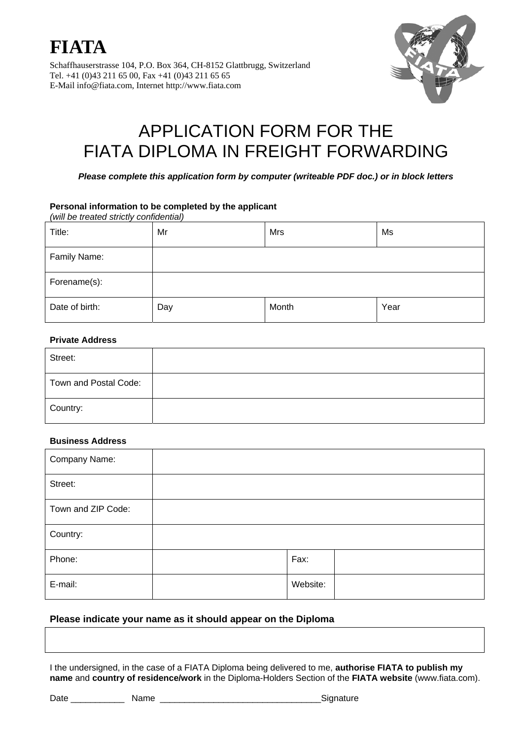# FIATA

Schaffhauserstrasse 104, P.O. Box 364, CH-8152 Glattbrugg, Switzerland
Tel. +41 (0)43 211 65 00, Fax +41 (0)43 211 65 65
E-Mail info@fiata.com, Internet http://www.fiata.com

## APPLICATION FORM FOR THE FIATA DIPLOMA IN FREIGHT FORWARDING

***Please complete this application form by computer (writeable PDF doc.) or in block letters***

**Personal information to be completed by the applicant**
*(will be treated strictly confidential)*

| Title: | Mr | Mrs | Ms |
|---|---|---|---|
| Family Name: | | | |
| Forename(s): | | | |
| Date of birth: | Day | Month | Year |

**Private Address**

| Street: | |
|---|---|
| Town and Postal Code: | |
| Country: | |

**Business Address**

| Company Name: | | | |
|---|---|---|---|
| Street: | | | |
| Town and ZIP Code: | | | |
| Country: | | | |
| Phone: | | Fax: | |
| E-mail: | | Website: | |

**Please indicate your name as it should appear on the Diploma**

| |
|---|
| |

I the undersigned, in the case of a FIATA Diploma being delivered to me, **authorise FIATA to publish my name** and **country of residence/work** in the Diploma-Holders Section of the **FIATA website** (www.fiata.com).

Date ___________ Name _________________________________Signature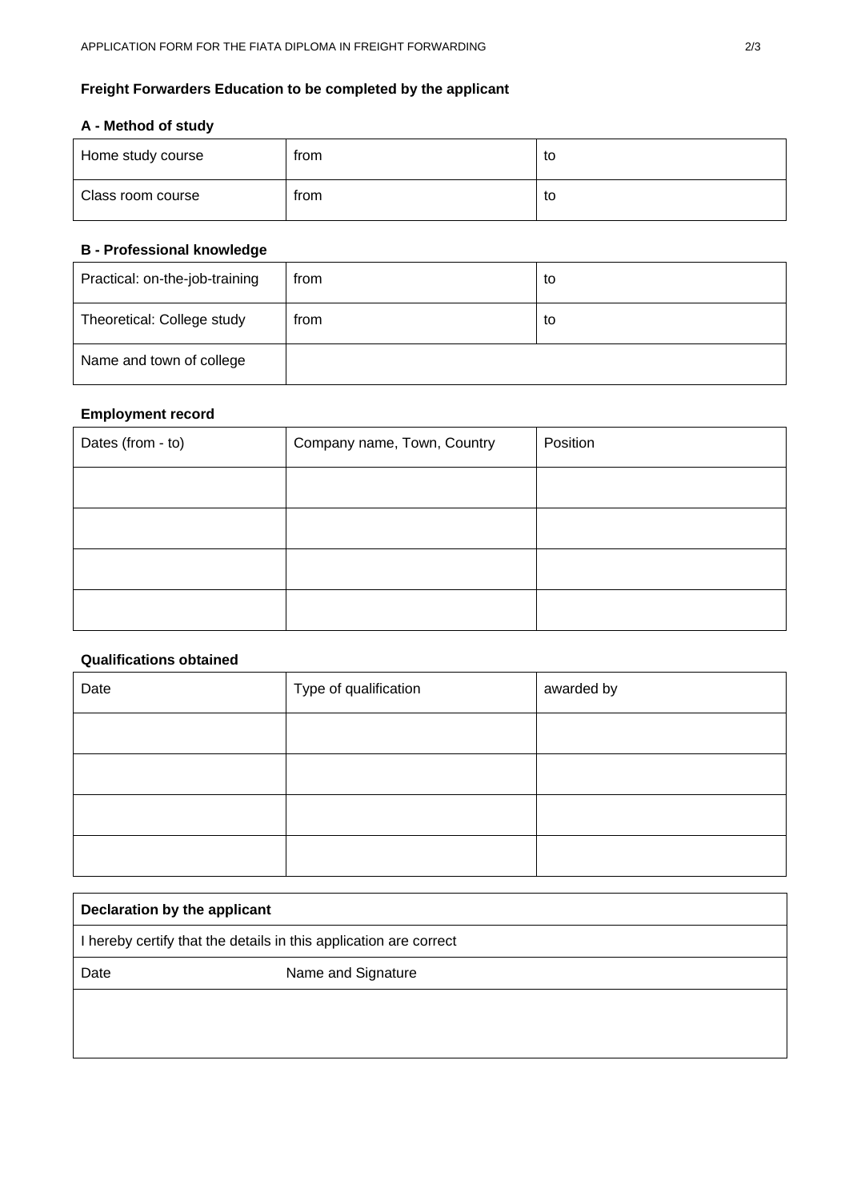**Freight Forwarders Education to be completed by the applicant**

**A - Method of study**

| Home study course | from | to |
|---|---|---|
| Class room course | from | to |

**B - Professional knowledge**

| Practical: on-the-job-training | from | to |
|---|---|---|
| Theoretical: College study | from | to |
| Name and town of college | | |

**Employment record**

| Dates (from - to) | Company name, Town, Country | Position |
|---|---|---|
| | | |
| | | |
| | | |
| | | |

**Qualifications obtained**

| Date | Type of qualification | awarded by |
|---|---|---|
| | | |
| | | |
| | | |
| | | |

| **Declaration by the applicant** | |
|---|---|
| I hereby certify that the details in this application are correct | |
| Date | Name and Signature |
| | |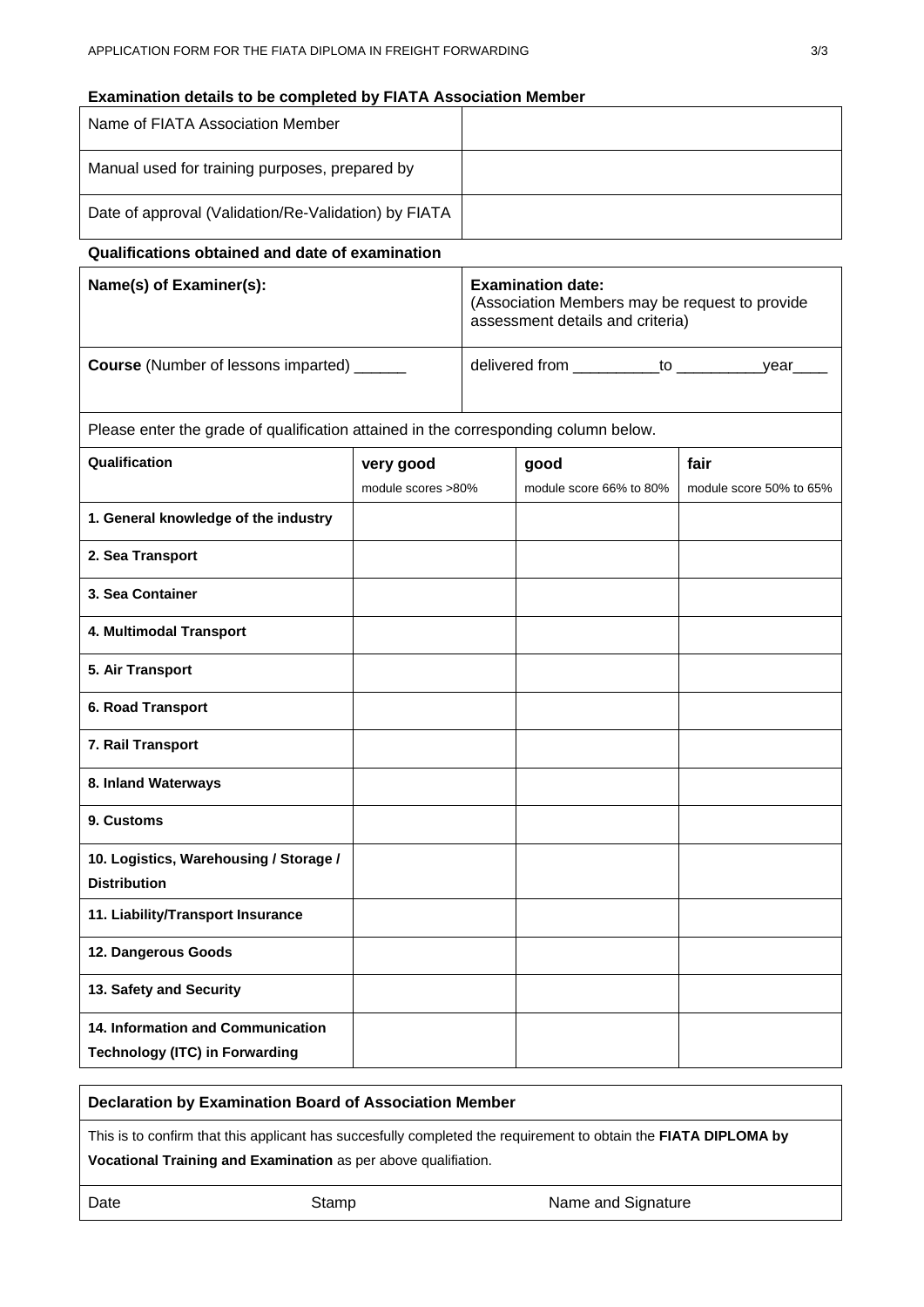**Examination details to be completed by FIATA Association Member**

| | |
|---|---|
| Name of FIATA Association Member | |
| Manual used for training purposes, prepared by | |
| Date of approval (Validation/Re-Validation) by FIATA | |

**Qualifications obtained and date of examination**

| | |
|---|---|
| **Name(s) of Examiner(s):** | **Examination date:** (Association Members may be request to provide assessment details and criteria) |
| **Course** (Number of lessons imparted) ______ | delivered from __________to __________year____ |

Please enter the grade of qualification attained in the corresponding column below.

| **Qualification** | **very good** module scores >80% | **good** module score 66% to 80% | **fair** module score 50% to 65% |
|---|---|---|---|
| **1. General knowledge of the industry** | | | |
| **2. Sea Transport** | | | |
| **3. Sea Container** | | | |
| **4. Multimodal Transport** | | | |
| **5. Air Transport** | | | |
| **6. Road Transport** | | | |
| **7. Rail Transport** | | | |
| **8. Inland Waterways** | | | |
| **9. Customs** | | | |
| **10. Logistics, Warehousing / Storage / Distribution** | | | |
| **11. Liability/Transport Insurance** | | | |
| **12. Dangerous Goods** | | | |
| **13. Safety and Security** | | | |
| **14. Information and Communication Technology (ITC) in Forwarding** | | | |

**Declaration by Examination Board of Association Member**

This is to confirm that this applicant has succesfully completed the requirement to obtain the **FIATA DIPLOMA by Vocational Training and Examination** as per above qualifiation.

| | | |
|---|---|---|
| Date | Stamp | Name and Signature |